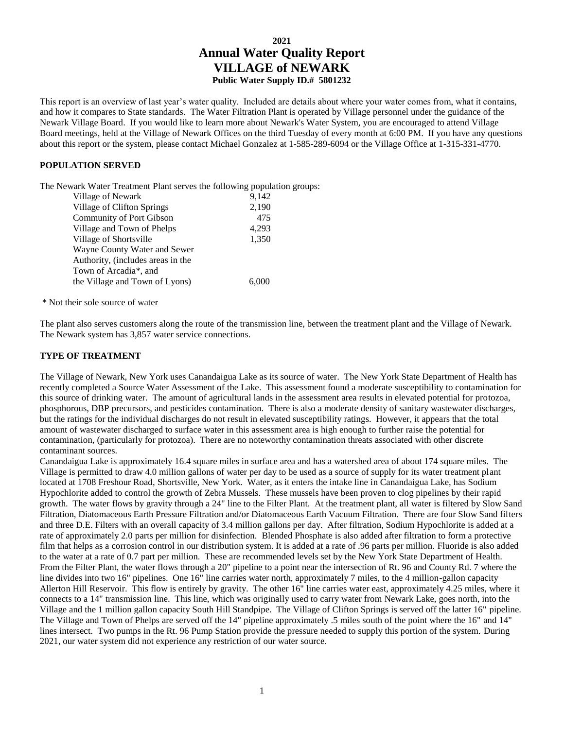# 2021
# Annual Water Quality Report
# VILLAGE of NEWARK
**Public Water Supply ID.# 5801232**

This report is an overview of last year's water quality. Included are details about where your water comes from, what it contains, and how it compares to State standards. The Water Filtration Plant is operated by Village personnel under the guidance of the Newark Village Board. If you would like to learn more about Newark's Water System, you are encouraged to attend Village Board meetings, held at the Village of Newark Offices on the third Tuesday of every month at 6:00 PM. If you have any questions about this report or the system, please contact Michael Gonzalez at 1-585-289-6094 or the Village Office at 1-315-331-4770.

## POPULATION SERVED

The Newark Water Treatment Plant serves the following population groups:

| | |
|---|---|
| Village of Newark | 9,142 |
| Village of Clifton Springs | 2,190 |
| Community of Port Gibson | 475 |
| Village and Town of Phelps | 4,293 |
| Village of Shortsville | 1,350 |
| Wayne County Water and Sewer Authority, (includes areas in the Town of Arcadia*, and the Village and Town of Lyons) | 6,000 |

\* Not their sole source of water

The plant also serves customers along the route of the transmission line, between the treatment plant and the Village of Newark. The Newark system has 3,857 water service connections.

## TYPE OF TREATMENT

The Village of Newark, New York uses Canandaigua Lake as its source of water. The New York State Department of Health has recently completed a Source Water Assessment of the Lake. This assessment found a moderate susceptibility to contamination for this source of drinking water. The amount of agricultural lands in the assessment area results in elevated potential for protozoa, phosphorous, DBP precursors, and pesticides contamination. There is also a moderate density of sanitary wastewater discharges, but the ratings for the individual discharges do not result in elevated susceptibility ratings. However, it appears that the total amount of wastewater discharged to surface water in this assessment area is high enough to further raise the potential for contamination, (particularly for protozoa). There are no noteworthy contamination threats associated with other discrete contaminant sources.

Canandaigua Lake is approximately 16.4 square miles in surface area and has a watershed area of about 174 square miles. The Village is permitted to draw 4.0 million gallons of water per day to be used as a source of supply for its water treatment plant located at 1708 Freshour Road, Shortsville, New York. Water, as it enters the intake line in Canandaigua Lake, has Sodium Hypochlorite added to control the growth of Zebra Mussels. These mussels have been proven to clog pipelines by their rapid growth. The water flows by gravity through a 24" line to the Filter Plant. At the treatment plant, all water is filtered by Slow Sand Filtration, Diatomaceous Earth Pressure Filtration and/or Diatomaceous Earth Vacuum Filtration. There are four Slow Sand filters and three D.E. Filters with an overall capacity of 3.4 million gallons per day. After filtration, Sodium Hypochlorite is added at a rate of approximately 2.0 parts per million for disinfection. Blended Phosphate is also added after filtration to form a protective film that helps as a corrosion control in our distribution system. It is added at a rate of .96 parts per million. Fluoride is also added to the water at a rate of 0.7 part per million. These are recommended levels set by the New York State Department of Health. From the Filter Plant, the water flows through a 20" pipeline to a point near the intersection of Rt. 96 and County Rd. 7 where the line divides into two 16" pipelines. One 16" line carries water north, approximately 7 miles, to the 4 million-gallon capacity Allerton Hill Reservoir. This flow is entirely by gravity. The other 16" line carries water east, approximately 4.25 miles, where it connects to a 14" transmission line. This line, which was originally used to carry water from Newark Lake, goes north, into the Village and the 1 million gallon capacity South Hill Standpipe. The Village of Clifton Springs is served off the latter 16" pipeline. The Village and Town of Phelps are served off the 14" pipeline approximately .5 miles south of the point where the 16" and 14" lines intersect. Two pumps in the Rt. 96 Pump Station provide the pressure needed to supply this portion of the system. During 2021, our water system did not experience any restriction of our water source.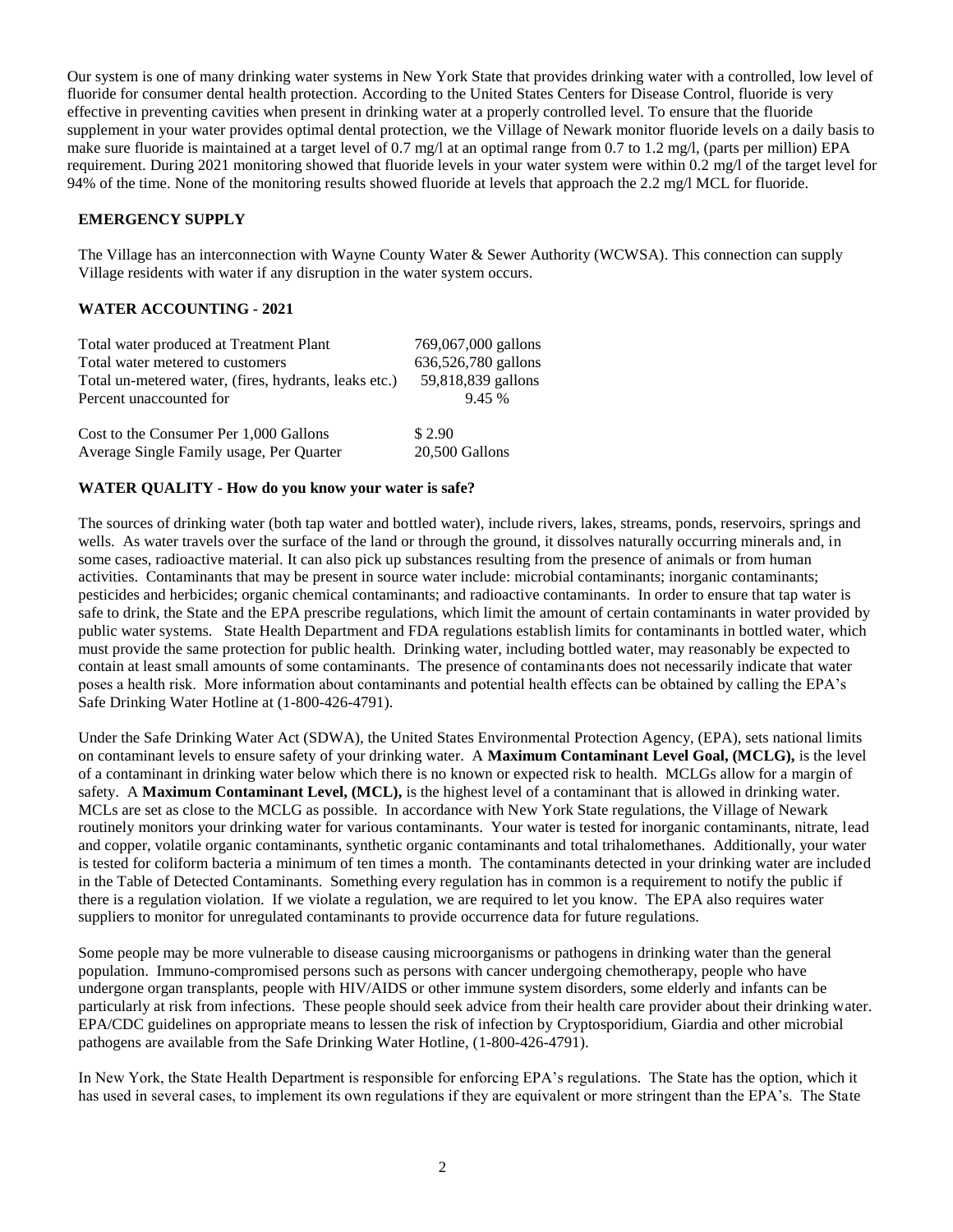Our system is one of many drinking water systems in New York State that provides drinking water with a controlled, low level of fluoride for consumer dental health protection. According to the United States Centers for Disease Control, fluoride is very effective in preventing cavities when present in drinking water at a properly controlled level. To ensure that the fluoride supplement in your water provides optimal dental protection, we the Village of Newark monitor fluoride levels on a daily basis to make sure fluoride is maintained at a target level of 0.7 mg/l at an optimal range from 0.7 to 1.2 mg/l, (parts per million) EPA requirement. During 2021 monitoring showed that fluoride levels in your water system were within 0.2 mg/l of the target level for 94% of the time. None of the monitoring results showed fluoride at levels that approach the 2.2 mg/l MCL for fluoride.

### EMERGENCY SUPPLY

The Village has an interconnection with Wayne County Water & Sewer Authority (WCWSA). This connection can supply Village residents with water if any disruption in the water system occurs.

### WATER ACCOUNTING - 2021

| | |
|---|---|
| Total water produced at Treatment Plant | 769,067,000 gallons |
| Total water metered to customers | 636,526,780 gallons |
| Total un-metered water, (fires, hydrants, leaks etc.) | 59,818,839 gallons |
| Percent unaccounted for | 9.45 % |
| Cost to the Consumer Per 1,000 Gallons | $ 2.90 |
| Average Single Family usage, Per Quarter | 20,500 Gallons |

### WATER QUALITY - How do you know your water is safe?

The sources of drinking water (both tap water and bottled water), include rivers, lakes, streams, ponds, reservoirs, springs and wells. As water travels over the surface of the land or through the ground, it dissolves naturally occurring minerals and, in some cases, radioactive material. It can also pick up substances resulting from the presence of animals or from human activities. Contaminants that may be present in source water include: microbial contaminants; inorganic contaminants; pesticides and herbicides; organic chemical contaminants; and radioactive contaminants. In order to ensure that tap water is safe to drink, the State and the EPA prescribe regulations, which limit the amount of certain contaminants in water provided by public water systems. State Health Department and FDA regulations establish limits for contaminants in bottled water, which must provide the same protection for public health. Drinking water, including bottled water, may reasonably be expected to contain at least small amounts of some contaminants. The presence of contaminants does not necessarily indicate that water poses a health risk. More information about contaminants and potential health effects can be obtained by calling the EPA's Safe Drinking Water Hotline at (1-800-426-4791).

Under the Safe Drinking Water Act (SDWA), the United States Environmental Protection Agency, (EPA), sets national limits on contaminant levels to ensure safety of your drinking water. A **Maximum Contaminant Level Goal, (MCLG),** is the level of a contaminant in drinking water below which there is no known or expected risk to health. MCLGs allow for a margin of safety. A **Maximum Contaminant Level, (MCL),** is the highest level of a contaminant that is allowed in drinking water. MCLs are set as close to the MCLG as possible. In accordance with New York State regulations, the Village of Newark routinely monitors your drinking water for various contaminants. Your water is tested for inorganic contaminants, nitrate, lead and copper, volatile organic contaminants, synthetic organic contaminants and total trihalomethanes. Additionally, your water is tested for coliform bacteria a minimum of ten times a month. The contaminants detected in your drinking water are included in the Table of Detected Contaminants. Something every regulation has in common is a requirement to notify the public if there is a regulation violation. If we violate a regulation, we are required to let you know. The EPA also requires water suppliers to monitor for unregulated contaminants to provide occurrence data for future regulations.

Some people may be more vulnerable to disease causing microorganisms or pathogens in drinking water than the general population. Immuno-compromised persons such as persons with cancer undergoing chemotherapy, people who have undergone organ transplants, people with HIV/AIDS or other immune system disorders, some elderly and infants can be particularly at risk from infections. These people should seek advice from their health care provider about their drinking water. EPA/CDC guidelines on appropriate means to lessen the risk of infection by Cryptosporidium, Giardia and other microbial pathogens are available from the Safe Drinking Water Hotline, (1-800-426-4791).

In New York, the State Health Department is responsible for enforcing EPA's regulations. The State has the option, which it has used in several cases, to implement its own regulations if they are equivalent or more stringent than the EPA's. The State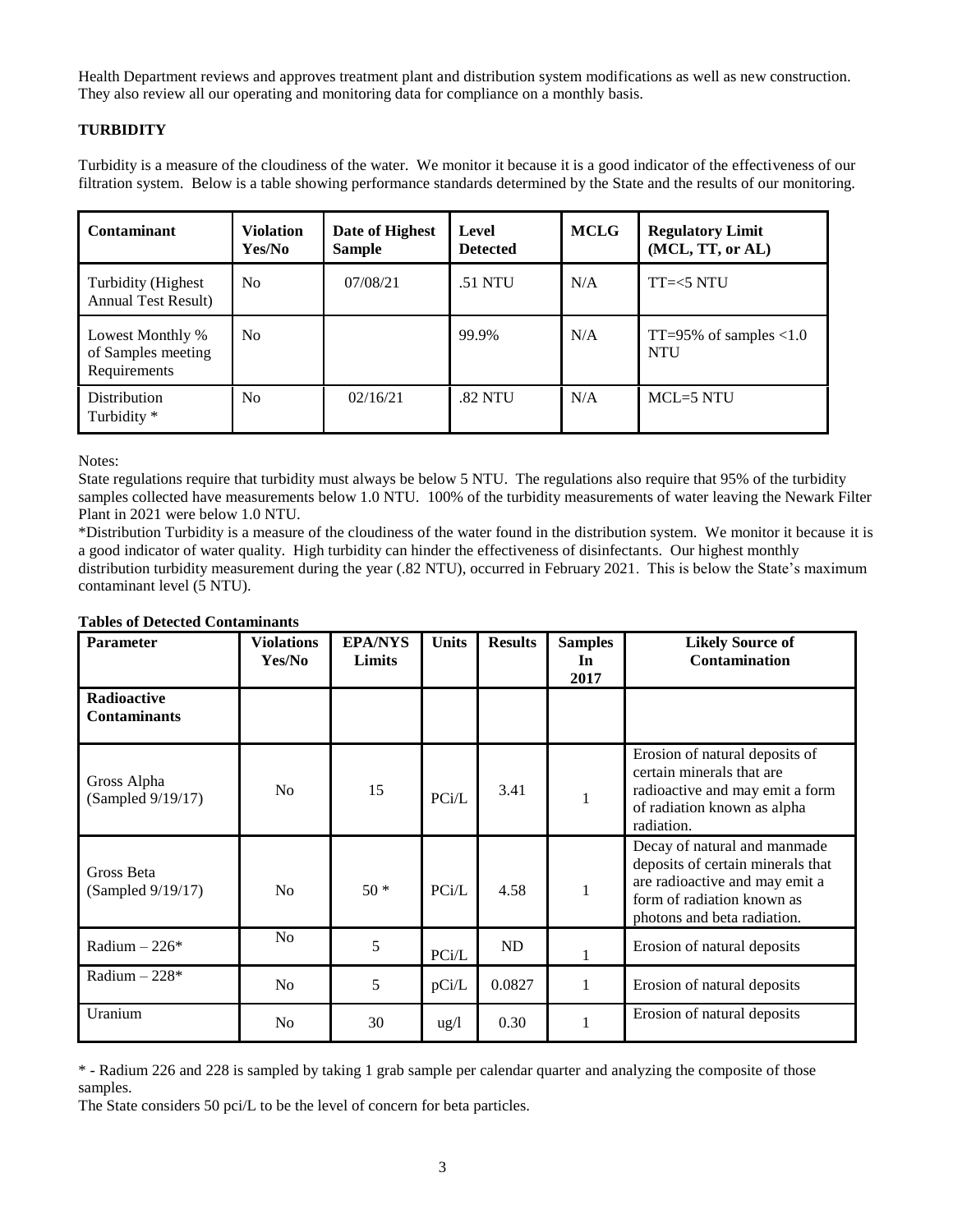Health Department reviews and approves treatment plant and distribution system modifications as well as new construction. They also review all our operating and monitoring data for compliance on a monthly basis.

**TURBIDITY**

Turbidity is a measure of the cloudiness of the water. We monitor it because it is a good indicator of the effectiveness of our filtration system. Below is a table showing performance standards determined by the State and the results of our monitoring.

| Contaminant | Violation Yes/No | Date of Highest Sample | Level Detected | MCLG | Regulatory Limit (MCL, TT, or AL) |
|---|---|---|---|---|---|
| Turbidity (Highest Annual Test Result) | No | 07/08/21 | .51 NTU | N/A | TT=<5 NTU |
| Lowest Monthly % of Samples meeting Requirements | No | | 99.9% | N/A | TT=95% of samples <1.0 NTU |
| Distribution Turbidity * | No | 02/16/21 | .82 NTU | N/A | MCL=5 NTU |

Notes:

State regulations require that turbidity must always be below 5 NTU. The regulations also require that 95% of the turbidity samples collected have measurements below 1.0 NTU. 100% of the turbidity measurements of water leaving the Newark Filter Plant in 2021 were below 1.0 NTU.

*Distribution Turbidity is a measure of the cloudiness of the water found in the distribution system. We monitor it because it is a good indicator of water quality. High turbidity can hinder the effectiveness of disinfectants. Our highest monthly distribution turbidity measurement during the year (.82 NTU), occurred in February 2021. This is below the State's maximum contaminant level (5 NTU).

**Tables of Detected Contaminants**

| Parameter | Violations Yes/No | EPA/NYS Limits | Units | Results | Samples In 2017 | Likely Source of Contamination |
|---|---|---|---|---|---|---|
| **Radioactive Contaminants** | | | | | | |
| Gross Alpha (Sampled 9/19/17) | No | 15 | PCi/L | 3.41 | 1 | Erosion of natural deposits of certain minerals that are radioactive and may emit a form of radiation known as alpha radiation. |
| Gross Beta (Sampled 9/19/17) | No | 50 * | PCi/L | 4.58 | 1 | Decay of natural and manmade deposits of certain minerals that are radioactive and may emit a form of radiation known as photons and beta radiation. |
| Radium – 226* | No | 5 | PCi/L | ND | 1 | Erosion of natural deposits |
| Radium – 228* | No | 5 | pCi/L | 0.0827 | 1 | Erosion of natural deposits |
| Uranium | No | 30 | ug/l | 0.30 | 1 | Erosion of natural deposits |

* - Radium 226 and 228 is sampled by taking 1 grab sample per calendar quarter and analyzing the composite of those samples.

The State considers 50 pci/L to be the level of concern for beta particles.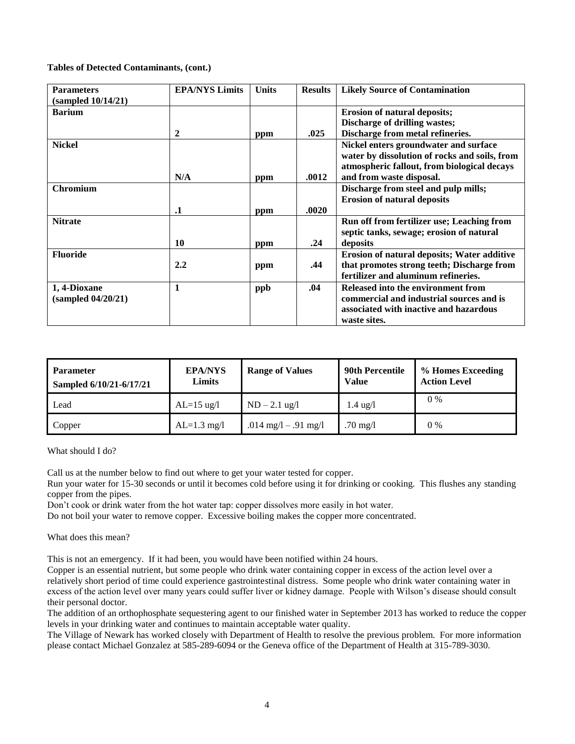**Tables of Detected Contaminants, (cont.)**

| Parameters (sampled 10/14/21) | EPA/NYS Limits | Units | Results | Likely Source of Contamination |
|---|---|---|---|---|
| **Barium** | **2** | **ppm** | **.025** | **Erosion of natural deposits; Discharge of drilling wastes; Discharge from metal refineries.** |
| **Nickel** | **N/A** | **ppm** | **.0012** | **Nickel enters groundwater and surface water by dissolution of rocks and soils, from atmospheric fallout, from biological decays and from waste disposal.** |
| **Chromium** | **.1** | **ppm** | **.0020** | **Discharge from steel and pulp mills; Erosion of natural deposits** |
| **Nitrate** | **10** | **ppm** | **.24** | **Run off from fertilizer use; Leaching from septic tanks, sewage; erosion of natural deposits** |
| **Fluoride** | **2.2** | **ppm** | **.44** | **Erosion of natural deposits; Water additive that promotes strong teeth; Discharge from fertilizer and aluminum refineries.** |
| **1, 4-Dioxane (sampled 04/20/21)** | **1** | **ppb** | **.04** | **Released into the environment from commercial and industrial sources and is associated with inactive and hazardous waste sites.** |

| **Parameter** Sampled 6/10/21-6/17/21 | EPA/NYS Limits | Range of Values | 90th Percentile Value | % Homes Exceeding Action Level |
|---|---|---|---|---|
| Lead | AL=15 ug/l | ND – 2.1 ug/l | 1.4 ug/l | 0 % |
| Copper | AL=1.3 mg/l | .014 mg/l – .91 mg/l | .70 mg/l | 0 % |

What should I do?

Call us at the number below to find out where to get your water tested for copper.
Run your water for 15-30 seconds or until it becomes cold before using it for drinking or cooking. This flushes any standing copper from the pipes.
Don't cook or drink water from the hot water tap: copper dissolves more easily in hot water.
Do not boil your water to remove copper. Excessive boiling makes the copper more concentrated.

What does this mean?

This is not an emergency. If it had been, you would have been notified within 24 hours.
Copper is an essential nutrient, but some people who drink water containing copper in excess of the action level over a relatively short period of time could experience gastrointestinal distress. Some people who drink water containing water in excess of the action level over many years could suffer liver or kidney damage. People with Wilson's disease should consult their personal doctor.
The addition of an orthophosphate sequestering agent to our finished water in September 2013 has worked to reduce the copper levels in your drinking water and continues to maintain acceptable water quality.
The Village of Newark has worked closely with Department of Health to resolve the previous problem. For more information please contact Michael Gonzalez at 585-289-6094 or the Geneva office of the Department of Health at 315-789-3030.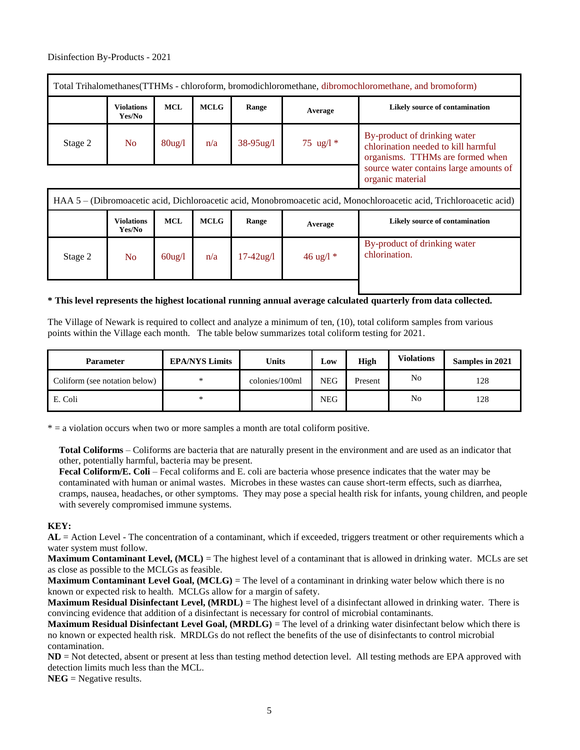Disinfection By-Products - 2021

| Total Trihalomethanes(TTHMs - chloroform, bromodichloromethane, dibromochloromethane, and bromoform) | | | | | | |
|---|---|---|---|---|---|---|
| | **Violations Yes/No** | **MCL** | **MCLG** | **Range** | **Average** | **Likely source of contamination** |
| Stage 2 | No | 80ug/l | n/a | 38-95ug/l | 75 ug/l * | By-product of drinking water chlorination needed to kill harmful organisms. TTHMs are formed when source water contains large amounts of organic material |

| HAA 5 – (Dibromoacetic acid, Dichloroacetic acid, Monobromoacetic acid, Monochloroacetic acid, Trichloroacetic acid) | | | | | | |
|---|---|---|---|---|---|---|
| | **Violations Yes/No** | **MCL** | **MCLG** | **Range** | **Average** | **Likely source of contamination** |
| Stage 2 | No | 60ug/l | n/a | 17-42ug/l | 46 ug/l * | By-product of drinking water chlorination. |

**\* This level represents the highest locational running annual average calculated quarterly from data collected.**

The Village of Newark is required to collect and analyze a minimum of ten, (10), total coliform samples from various points within the Village each month. The table below summarizes total coliform testing for 2021.

| Parameter | EPA/NYS Limits | Units | Low | High | Violations | Samples in 2021 |
|---|---|---|---|---|---|---|
| Coliform (see notation below) | * | colonies/100ml | NEG | Present | No | 128 |
| E. Coli | * | | NEG | | No | 128 |

\* = a violation occurs when two or more samples a month are total coliform positive.

**Total Coliforms** – Coliforms are bacteria that are naturally present in the environment and are used as an indicator that other, potentially harmful, bacteria may be present.
**Fecal Coliform/E. Coli** – Fecal coliforms and E. coli are bacteria whose presence indicates that the water may be contaminated with human or animal wastes. Microbes in these wastes can cause short-term effects, such as diarrhea, cramps, nausea, headaches, or other symptoms. They may pose a special health risk for infants, young children, and people with severely compromised immune systems.

**KEY:**
**AL** = Action Level - The concentration of a contaminant, which if exceeded, triggers treatment or other requirements which a water system must follow.
**Maximum Contaminant Level, (MCL)** = The highest level of a contaminant that is allowed in drinking water. MCLs are set as close as possible to the MCLGs as feasible.
**Maximum Contaminant Level Goal, (MCLG)** = The level of a contaminant in drinking water below which there is no known or expected risk to health. MCLGs allow for a margin of safety.
**Maximum Residual Disinfectant Level, (MRDL)** = The highest level of a disinfectant allowed in drinking water. There is convincing evidence that addition of a disinfectant is necessary for control of microbial contaminants.
**Maximum Residual Disinfectant Level Goal, (MRDLG)** = The level of a drinking water disinfectant below which there is no known or expected health risk. MRDLGs do not reflect the benefits of the use of disinfectants to control microbial contamination.
**ND** = Not detected, absent or present at less than testing method detection level. All testing methods are EPA approved with detection limits much less than the MCL.
**NEG** = Negative results.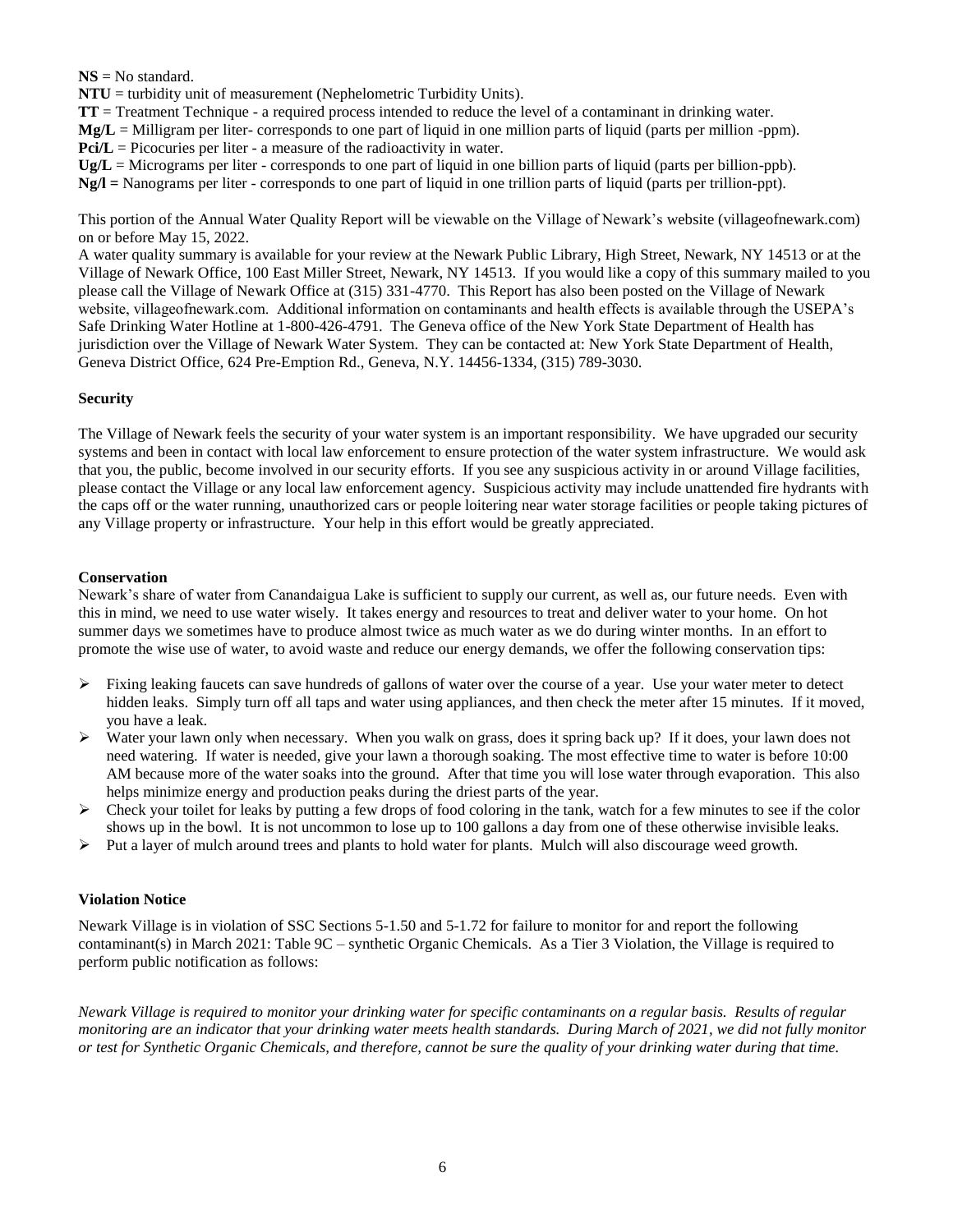**NS** = No standard.
**NTU** = turbidity unit of measurement (Nephelometric Turbidity Units).
**TT** = Treatment Technique - a required process intended to reduce the level of a contaminant in drinking water.
**Mg/L** = Milligram per liter- corresponds to one part of liquid in one million parts of liquid (parts per million -ppm).
**Pci/L** = Picocuries per liter - a measure of the radioactivity in water.
**Ug/L** = Micrograms per liter - corresponds to one part of liquid in one billion parts of liquid (parts per billion-ppb).
**Ng/l =** Nanograms per liter - corresponds to one part of liquid in one trillion parts of liquid (parts per trillion-ppt).

This portion of the Annual Water Quality Report will be viewable on the Village of Newark's website (villageofnewark.com) on or before May 15, 2022.
A water quality summary is available for your review at the Newark Public Library, High Street, Newark, NY 14513 or at the Village of Newark Office, 100 East Miller Street, Newark, NY 14513. If you would like a copy of this summary mailed to you please call the Village of Newark Office at (315) 331-4770. This Report has also been posted on the Village of Newark website, villageofnewark.com. Additional information on contaminants and health effects is available through the USEPA's Safe Drinking Water Hotline at 1-800-426-4791. The Geneva office of the New York State Department of Health has jurisdiction over the Village of Newark Water System. They can be contacted at: New York State Department of Health, Geneva District Office, 624 Pre-Emption Rd., Geneva, N.Y. 14456-1334, (315) 789-3030.

**Security**

The Village of Newark feels the security of your water system is an important responsibility. We have upgraded our security systems and been in contact with local law enforcement to ensure protection of the water system infrastructure. We would ask that you, the public, become involved in our security efforts. If you see any suspicious activity in or around Village facilities, please contact the Village or any local law enforcement agency. Suspicious activity may include unattended fire hydrants with the caps off or the water running, unauthorized cars or people loitering near water storage facilities or people taking pictures of any Village property or infrastructure. Your help in this effort would be greatly appreciated.

**Conservation**

Newark's share of water from Canandaigua Lake is sufficient to supply our current, as well as, our future needs. Even with this in mind, we need to use water wisely. It takes energy and resources to treat and deliver water to your home. On hot summer days we sometimes have to produce almost twice as much water as we do during winter months. In an effort to promote the wise use of water, to avoid waste and reduce our energy demands, we offer the following conservation tips:

- Fixing leaking faucets can save hundreds of gallons of water over the course of a year. Use your water meter to detect hidden leaks. Simply turn off all taps and water using appliances, and then check the meter after 15 minutes. If it moved, you have a leak.
- Water your lawn only when necessary. When you walk on grass, does it spring back up? If it does, your lawn does not need watering. If water is needed, give your lawn a thorough soaking. The most effective time to water is before 10:00 AM because more of the water soaks into the ground. After that time you will lose water through evaporation. This also helps minimize energy and production peaks during the driest parts of the year.
- Check your toilet for leaks by putting a few drops of food coloring in the tank, watch for a few minutes to see if the color shows up in the bowl. It is not uncommon to lose up to 100 gallons a day from one of these otherwise invisible leaks.
- Put a layer of mulch around trees and plants to hold water for plants. Mulch will also discourage weed growth.

**Violation Notice**

Newark Village is in violation of SSC Sections 5-1.50 and 5-1.72 for failure to monitor for and report the following contaminant(s) in March 2021: Table 9C – synthetic Organic Chemicals. As a Tier 3 Violation, the Village is required to perform public notification as follows:

*Newark Village is required to monitor your drinking water for specific contaminants on a regular basis. Results of regular monitoring are an indicator that your drinking water meets health standards. During March of 2021, we did not fully monitor or test for Synthetic Organic Chemicals, and therefore, cannot be sure the quality of your drinking water during that time.*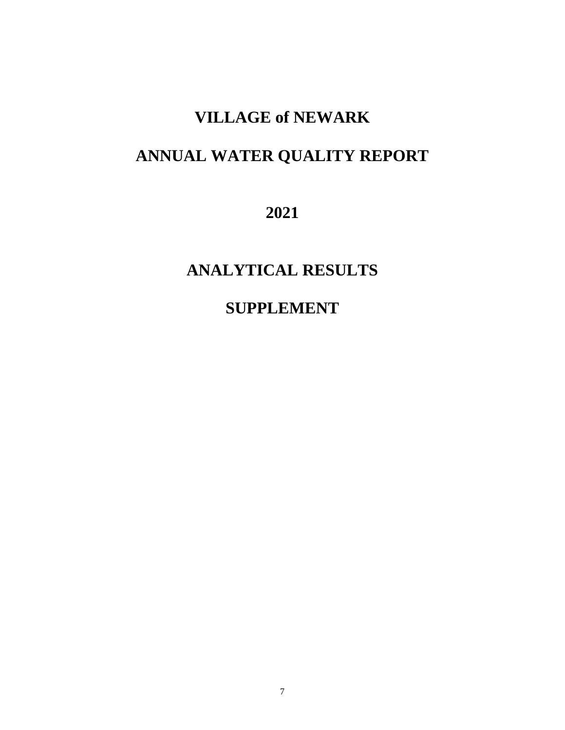# VILLAGE of NEWARK

# ANNUAL WATER QUALITY REPORT

# 2021

# ANALYTICAL RESULTS

# SUPPLEMENT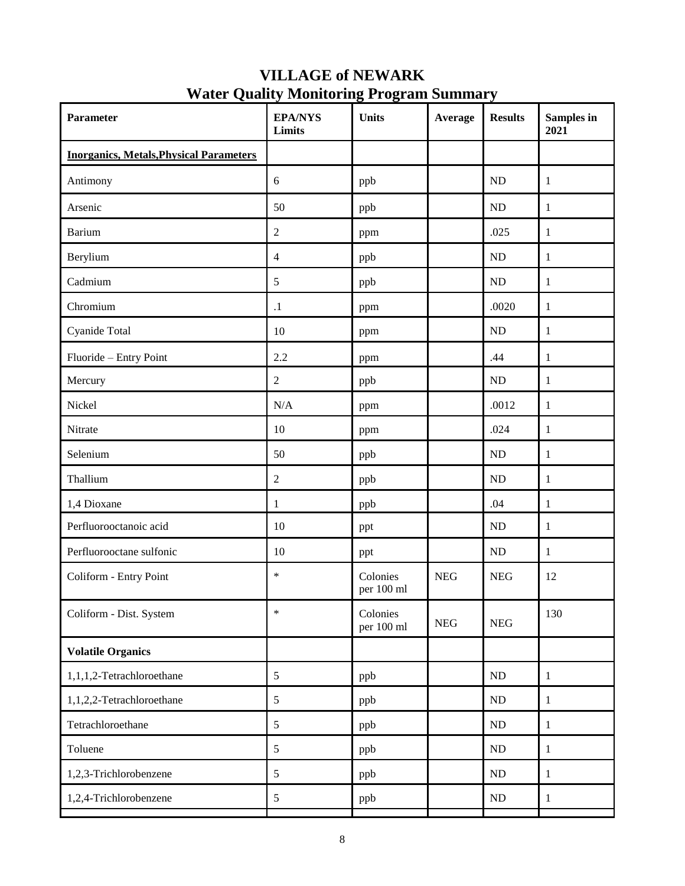# VILLAGE of NEWARK
## Water Quality Monitoring Program Summary

| Parameter | EPA/NYS Limits | Units | Average | Results | Samples in 2021 |
|---|---|---|---|---|---|
| **Inorganics, Metals,Physical Parameters** | | | | | |
| Antimony | 6 | ppb | | ND | 1 |
| Arsenic | 50 | ppb | | ND | 1 |
| Barium | 2 | ppm | | .025 | 1 |
| Berylium | 4 | ppb | | ND | 1 |
| Cadmium | 5 | ppb | | ND | 1 |
| Chromium | .1 | ppm | | .0020 | 1 |
| Cyanide Total | 10 | ppm | | ND | 1 |
| Fluoride – Entry Point | 2.2 | ppm | | .44 | 1 |
| Mercury | 2 | ppb | | ND | 1 |
| Nickel | N/A | ppm | | .0012 | 1 |
| Nitrate | 10 | ppm | | .024 | 1 |
| Selenium | 50 | ppb | | ND | 1 |
| Thallium | 2 | ppb | | ND | 1 |
| 1,4 Dioxane | 1 | ppb | | .04 | 1 |
| Perfluorooctanoic acid | 10 | ppt | | ND | 1 |
| Perfluorooctane sulfonic | 10 | ppt | | ND | 1 |
| Coliform - Entry Point | * | Colonies per 100 ml | NEG | NEG | 12 |
| Coliform - Dist. System | * | Colonies per 100 ml | NEG | NEG | 130 |
| **Volatile Organics** | | | | | |
| 1,1,1,2-Tetrachloroethane | 5 | ppb | | ND | 1 |
| 1,1,2,2-Tetrachloroethane | 5 | ppb | | ND | 1 |
| Tetrachloroethane | 5 | ppb | | ND | 1 |
| Toluene | 5 | ppb | | ND | 1 |
| 1,2,3-Trichlorobenzene | 5 | ppb | | ND | 1 |
| 1,2,4-Trichlorobenzene | 5 | ppb | | ND | 1 |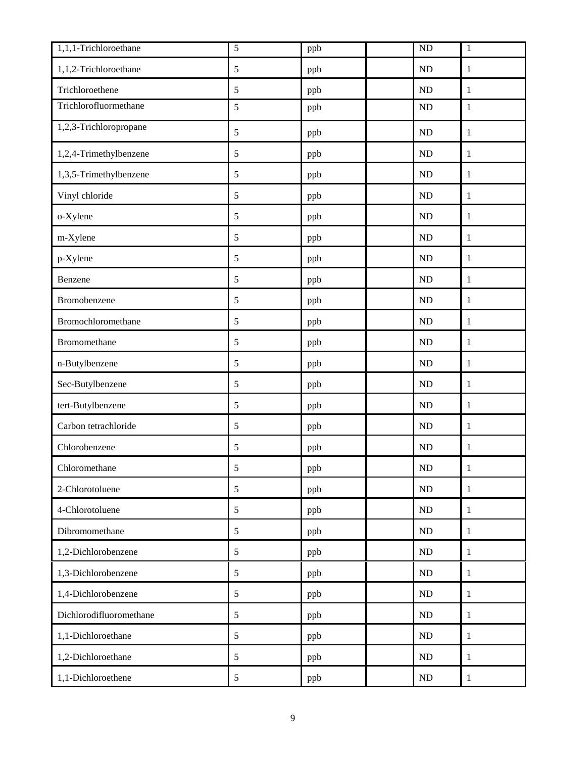| 1,1,1-Trichloroethane | 5 | ppb | | ND | 1 |
|---|---|---|---|---|---|
| 1,1,2-Trichloroethane | 5 | ppb | | ND | 1 |
| Trichloroethene | 5 | ppb | | ND | 1 |
| Trichlorofluormethane | 5 | ppb | | ND | 1 |
| 1,2,3-Trichloropropane | 5 | ppb | | ND | 1 |
| 1,2,4-Trimethylbenzene | 5 | ppb | | ND | 1 |
| 1,3,5-Trimethylbenzene | 5 | ppb | | ND | 1 |
| Vinyl chloride | 5 | ppb | | ND | 1 |
| o-Xylene | 5 | ppb | | ND | 1 |
| m-Xylene | 5 | ppb | | ND | 1 |
| p-Xylene | 5 | ppb | | ND | 1 |
| Benzene | 5 | ppb | | ND | 1 |
| Bromobenzene | 5 | ppb | | ND | 1 |
| Bromochloromethane | 5 | ppb | | ND | 1 |
| Bromomethane | 5 | ppb | | ND | 1 |
| n-Butylbenzene | 5 | ppb | | ND | 1 |
| Sec-Butylbenzene | 5 | ppb | | ND | 1 |
| tert-Butylbenzene | 5 | ppb | | ND | 1 |
| Carbon tetrachloride | 5 | ppb | | ND | 1 |
| Chlorobenzene | 5 | ppb | | ND | 1 |
| Chloromethane | 5 | ppb | | ND | 1 |
| 2-Chlorotoluene | 5 | ppb | | ND | 1 |
| 4-Chlorotoluene | 5 | ppb | | ND | 1 |
| Dibromomethane | 5 | ppb | | ND | 1 |
| 1,2-Dichlorobenzene | 5 | ppb | | ND | 1 |
| 1,3-Dichlorobenzene | 5 | ppb | | ND | 1 |
| 1,4-Dichlorobenzene | 5 | ppb | | ND | 1 |
| Dichlorodifluoromethane | 5 | ppb | | ND | 1 |
| 1,1-Dichloroethane | 5 | ppb | | ND | 1 |
| 1,2-Dichloroethane | 5 | ppb | | ND | 1 |
| 1,1-Dichloroethene | 5 | ppb | | ND | 1 |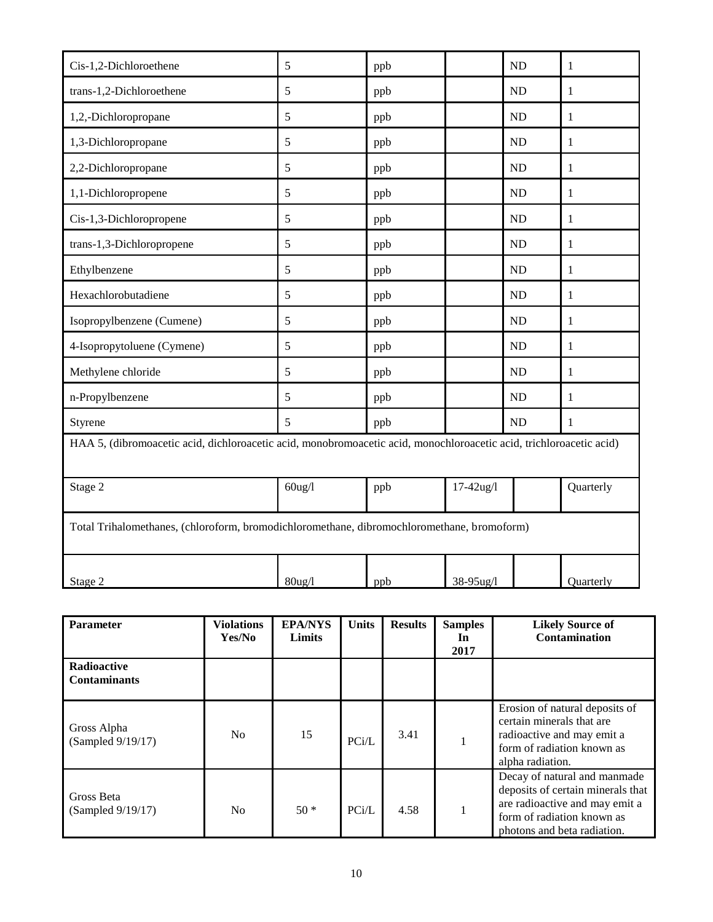| | | | | | |
|---|---|---|---|---|---|
| Cis-1,2-Dichloroethene | 5 | ppb | | ND | 1 |
| trans-1,2-Dichloroethene | 5 | ppb | | ND | 1 |
| 1,2,-Dichloropropane | 5 | ppb | | ND | 1 |
| 1,3-Dichloropropane | 5 | ppb | | ND | 1 |
| 2,2-Dichloropropane | 5 | ppb | | ND | 1 |
| 1,1-Dichloropropene | 5 | ppb | | ND | 1 |
| Cis-1,3-Dichloropropene | 5 | ppb | | ND | 1 |
| trans-1,3-Dichloropropene | 5 | ppb | | ND | 1 |
| Ethylbenzene | 5 | ppb | | ND | 1 |
| Hexachlorobutadiene | 5 | ppb | | ND | 1 |
| Isopropylbenzene (Cumene) | 5 | ppb | | ND | 1 |
| 4-Isopropytoluene (Cymene) | 5 | ppb | | ND | 1 |
| Methylene chloride | 5 | ppb | | ND | 1 |
| n-Propylbenzene | 5 | ppb | | ND | 1 |
| Styrene | 5 | ppb | | ND | 1 |
| HAA 5, (dibromoacetic acid, dichloroacetic acid, monobromoacetic acid, monochloroacetic acid, trichloroacetic acid) | | | | | |
| Stage 2 | 60ug/l | ppb | 17-42ug/l | | Quarterly |
| Total Trihalomethanes, (chloroform, bromodichloromethane, dibromochloromethane, bromoform) | | | | | |
| Stage 2 | 80ug/l | ppb | 38-95ug/l | | Quarterly |

| **Parameter** | **Violations Yes/No** | **EPA/NYS Limits** | **Units** | **Results** | **Samples In 2017** | **Likely Source of Contamination** |
|---|---|---|---|---|---|---|
| **Radioactive Contaminants** | | | | | | |
| Gross Alpha (Sampled 9/19/17) | No | 15 | PCi/L | 3.41 | 1 | Erosion of natural deposits of certain minerals that are radioactive and may emit a form of radiation known as alpha radiation. |
| Gross Beta (Sampled 9/19/17) | No | 50 * | PCi/L | 4.58 | 1 | Decay of natural and manmade deposits of certain minerals that are radioactive and may emit a form of radiation known as photons and beta radiation. |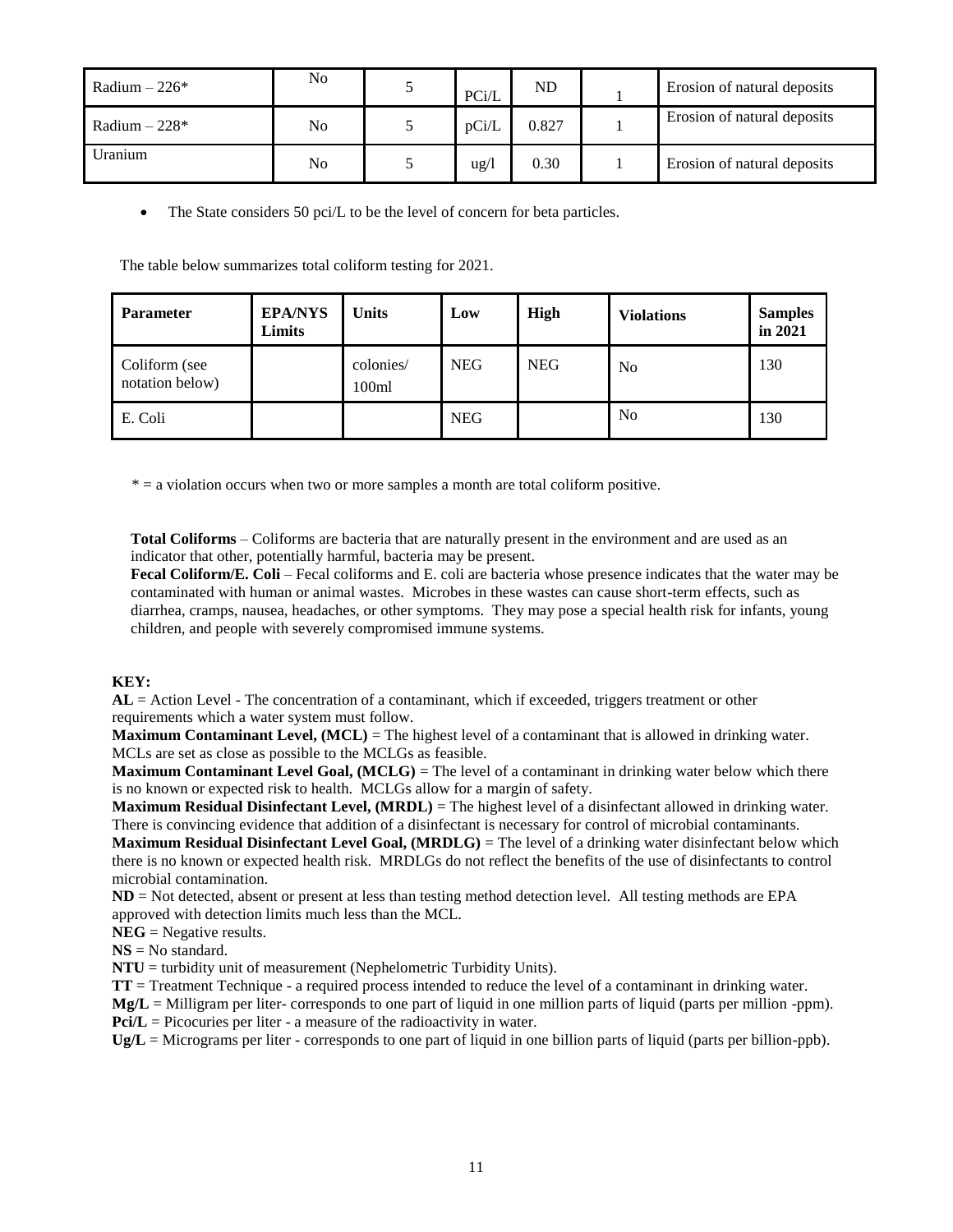| Radium – 226* | No | 5 | PCi/L | ND | 1 | Erosion of natural deposits |
|---|---|---|---|---|---|---|
| Radium – 228* | No | 5 | pCi/L | 0.827 | 1 | Erosion of natural deposits |
| Uranium | No | 5 | ug/l | 0.30 | 1 | Erosion of natural deposits |

- The State considers 50 pci/L to be the level of concern for beta particles.

The table below summarizes total coliform testing for 2021.

| **Parameter** | **EPA/NYS Limits** | **Units** | **Low** | **High** | **Violations** | **Samples in 2021** |
|---|---|---|---|---|---|---|
| Coliform (see notation below) | | colonies/ 100ml | NEG | NEG | No | 130 |
| E. Coli | | | NEG | | No | 130 |

* = a violation occurs when two or more samples a month are total coliform positive.

**Total Coliforms** – Coliforms are bacteria that are naturally present in the environment and are used as an indicator that other, potentially harmful, bacteria may be present.
**Fecal Coliform/E. Coli** – Fecal coliforms and E. coli are bacteria whose presence indicates that the water may be contaminated with human or animal wastes. Microbes in these wastes can cause short-term effects, such as diarrhea, cramps, nausea, headaches, or other symptoms. They may pose a special health risk for infants, young children, and people with severely compromised immune systems.

**KEY:**
**AL** = Action Level - The concentration of a contaminant, which if exceeded, triggers treatment or other requirements which a water system must follow.
**Maximum Contaminant Level, (MCL)** = The highest level of a contaminant that is allowed in drinking water. MCLs are set as close as possible to the MCLGs as feasible.
**Maximum Contaminant Level Goal, (MCLG)** = The level of a contaminant in drinking water below which there is no known or expected risk to health. MCLGs allow for a margin of safety.
**Maximum Residual Disinfectant Level, (MRDL)** = The highest level of a disinfectant allowed in drinking water. There is convincing evidence that addition of a disinfectant is necessary for control of microbial contaminants.
**Maximum Residual Disinfectant Level Goal, (MRDLG)** = The level of a drinking water disinfectant below which there is no known or expected health risk. MRDLGs do not reflect the benefits of the use of disinfectants to control microbial contamination.
**ND** = Not detected, absent or present at less than testing method detection level. All testing methods are EPA approved with detection limits much less than the MCL.
**NEG** = Negative results.
**NS** = No standard.
**NTU** = turbidity unit of measurement (Nephelometric Turbidity Units).
**TT** = Treatment Technique - a required process intended to reduce the level of a contaminant in drinking water.
**Mg/L** = Milligram per liter- corresponds to one part of liquid in one million parts of liquid (parts per million -ppm).
**Pci/L** = Picocuries per liter - a measure of the radioactivity in water.
**Ug/L** = Micrograms per liter - corresponds to one part of liquid in one billion parts of liquid (parts per billion-ppb).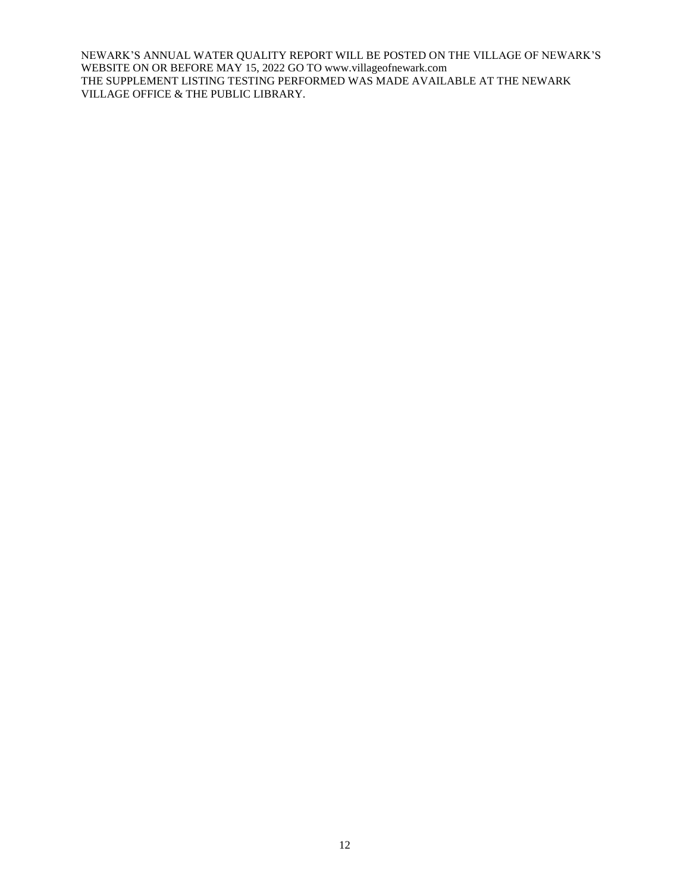NEWARK'S ANNUAL WATER QUALITY REPORT WILL BE POSTED ON THE VILLAGE OF NEWARK'S WEBSITE ON OR BEFORE MAY 15, 2022 GO TO www.villageofnewark.com
THE SUPPLEMENT LISTING TESTING PERFORMED WAS MADE AVAILABLE AT THE NEWARK VILLAGE OFFICE & THE PUBLIC LIBRARY.